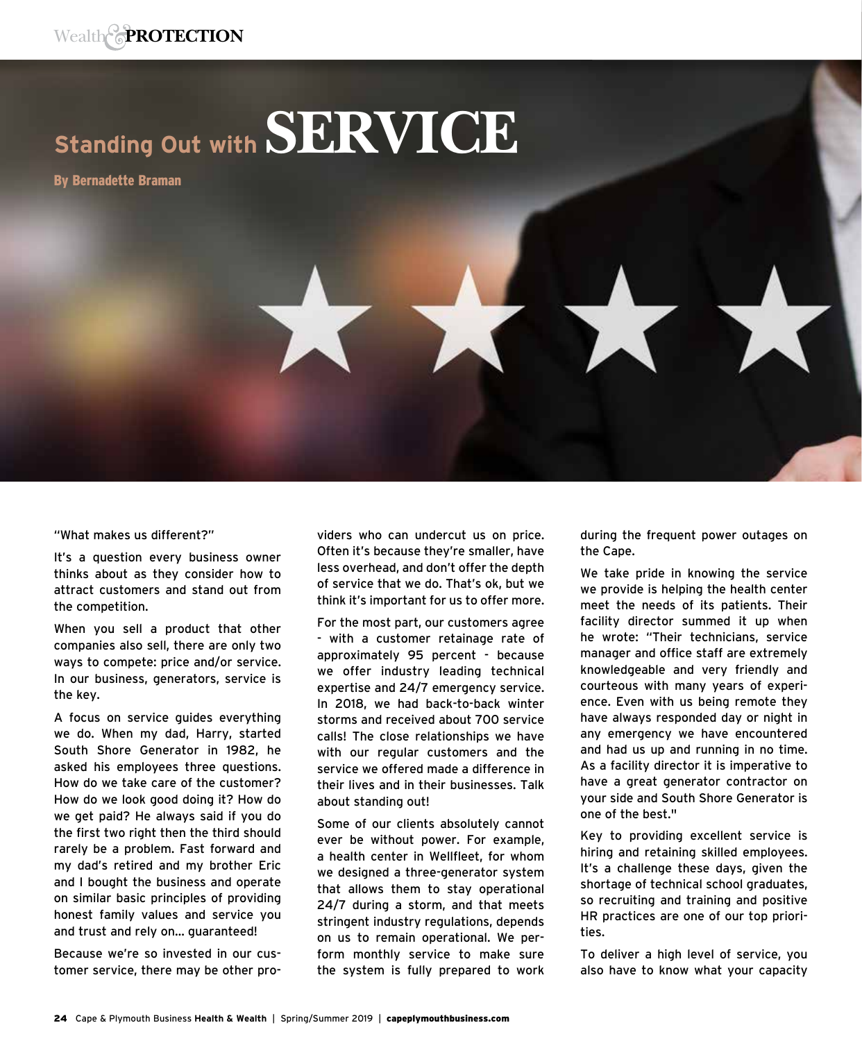# Standing Out with SERVICE

**By Bernadette Braman**

"What makes us different?"

It's a question every business owner thinks about as they consider how to attract customers and stand out from the competition.

When you sell a product that other companies also sell, there are only two ways to compete: price and/or service. In our business, generators, service is the key.

A focus on service guides everything we do. When my dad, Harry, started South Shore Generator in 1982, he asked his employees three questions. How do we take care of the customer? How do we look good doing it? How do we get paid? He always said if you do the first two right then the third should rarely be a problem. Fast forward and my dad's retired and my brother Eric and I bought the business and operate on similar basic principles of providing honest family values and service you and trust and rely on… guaranteed!

Because we're so invested in our customer service, there may be other providers who can undercut us on price. Often it's because they're smaller, have less overhead, and don't offer the depth of service that we do. That's ok, but we think it's important for us to offer more.

For the most part, our customers agree - with a customer retainage rate of approximately 95 percent - because we offer industry leading technical expertise and 24/7 emergency service. In 2018, we had back-to-back winter storms and received about 700 service calls! The close relationships we have with our regular customers and the service we offered made a difference in their lives and in their businesses. Talk about standing out!

Some of our clients absolutely cannot ever be without power. For example, a health center in Wellfleet, for whom we designed a three-generator system that allows them to stay operational 24/7 during a storm, and that meets stringent industry regulations, depends on us to remain operational. We perform monthly service to make sure the system is fully prepared to work during the frequent power outages on the Cape.

We take pride in knowing the service we provide is helping the health center meet the needs of its patients. Their facility director summed it up when he wrote: "Their technicians, service manager and office staff are extremely knowledgeable and very friendly and courteous with many years of experience. Even with us being remote they have always responded day or night in any emergency we have encountered and had us up and running in no time. As a facility director it is imperative to have a great generator contractor on your side and South Shore Generator is one of the best."

Key to providing excellent service is hiring and retaining skilled employees. It's a challenge these days, given the shortage of technical school graduates, so recruiting and training and positive HR practices are one of our top priorities.

To deliver a high level of service, you also have to know what your capacity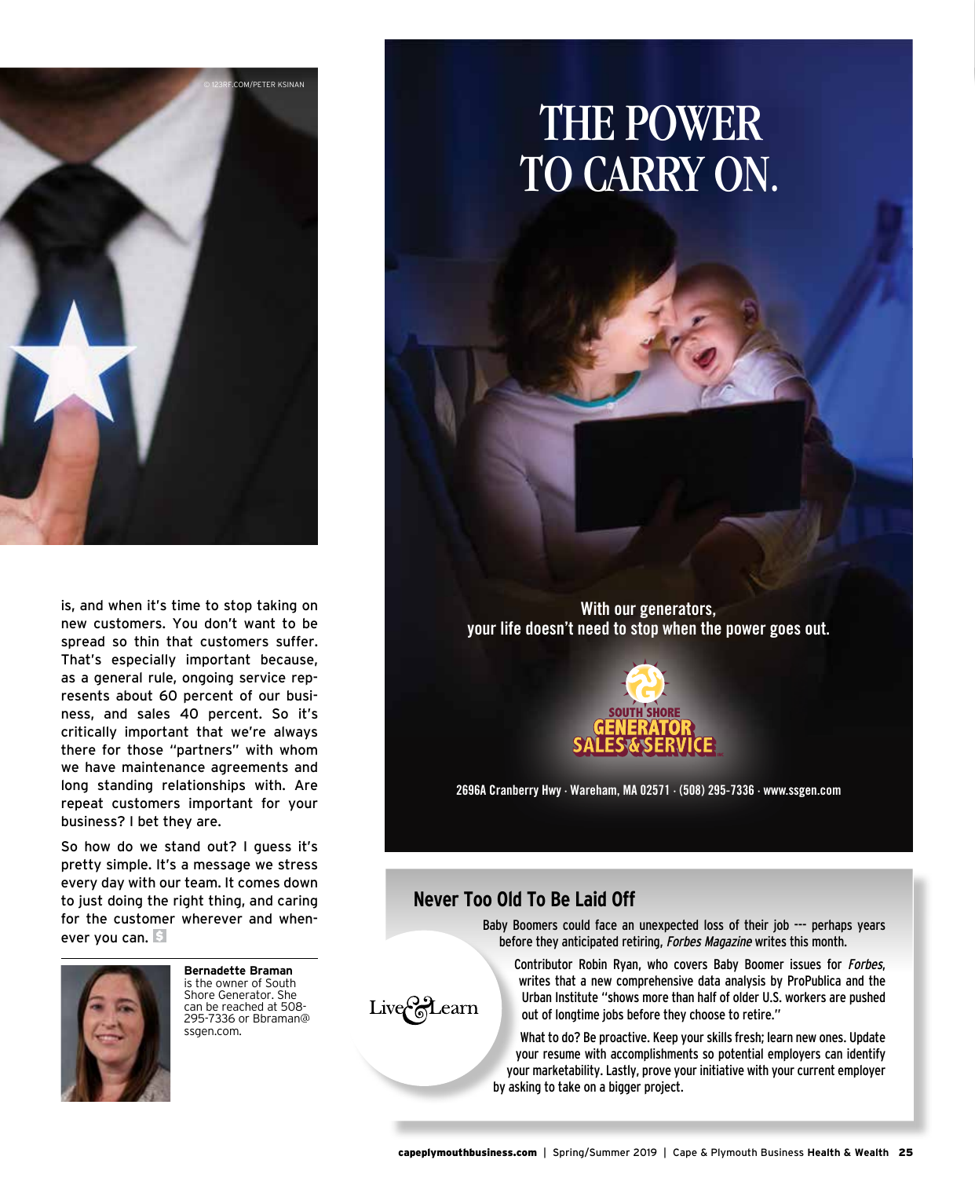is, and when it's time to stop taking on new customers. You don't want to be spread so thin that customers suffer. That's especially important because, as a general rule, ongoing service represents about 60 percent of our business, and sales 40 percent. So it's critically important that we're always there for those "partners" with whom we have maintenance agreements and long standing relationships with. Are repeat customers important for your business? I bet they are.

So how do we stand out? I guess it's pretty simple. It's a message we stress every day with our team. It comes down to just doing the right thing, and caring for the customer wherever and whenever you can.

**Bernadette Braman** is the owner of South Shore Generator. She can be reached at 508-295-7336 or Bbraman@ssgen.com.

# THE POWER TO CARRY ON.

With our generators, your life doesn't need to stop when the power goes out.

SOUTH SHORE GENERATOR SALES & SERVICE

2696A Cranberry Hwy · Wareham, MA 02571 · (508) 295-7336 · www.ssgen.com

## Never Too Old To Be Laid Off

Live & Learn

Baby Boomers could face an unexpected loss of their job --- perhaps years before they anticipated retiring, *Forbes Magazine* writes this month.

Contributor Robin Ryan, who covers Baby Boomer issues for *Forbes*, writes that a new comprehensive data analysis by ProPublica and the Urban Institute "shows more than half of older U.S. workers are pushed out of longtime jobs before they choose to retire."

What to do? Be proactive. Keep your skills fresh; learn new ones. Update your resume with accomplishments so potential employers can identify your marketability. Lastly, prove your initiative with your current employer by asking to take on a bigger project.